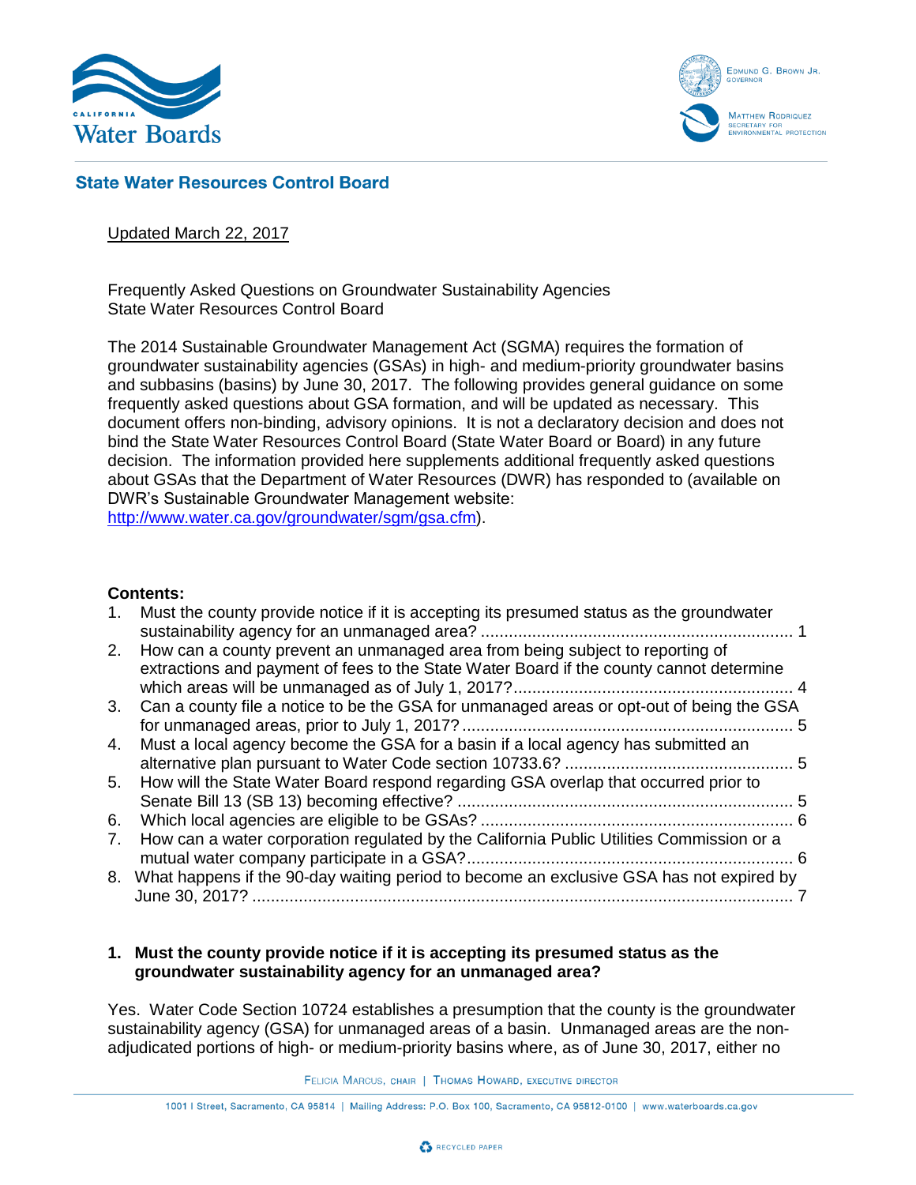State Water Resources Control Board

Updated March 22, 2017

Frequently Asked Questions on Groundwater Sustainability Agencies
State Water Resources Control Board

The 2014 Sustainable Groundwater Management Act (SGMA) requires the formation of groundwater sustainability agencies (GSAs) in high- and medium-priority groundwater basins and subbasins (basins) by June 30, 2017. The following provides general guidance on some frequently asked questions about GSA formation, and will be updated as necessary. This document offers non-binding, advisory opinions. It is not a declaratory decision and does not bind the State Water Resources Control Board (State Water Board or Board) in any future decision. The information provided here supplements additional frequently asked questions about GSAs that the Department of Water Resources (DWR) has responded to (available on DWR's Sustainable Groundwater Management website: http://www.water.ca.gov/groundwater/sgm/gsa.cfm).

**Contents:**

1. Must the county provide notice if it is accepting its presumed status as the groundwater sustainability agency for an unmanaged area? .................................................................. 1
2. How can a county prevent an unmanaged area from being subject to reporting of extractions and payment of fees to the State Water Board if the county cannot determine which areas will be unmanaged as of July 1, 2017? ........................................................... 4
3. Can a county file a notice to be the GSA for unmanaged areas or opt-out of being the GSA for unmanaged areas, prior to July 1, 2017? ...................................................................... 5
4. Must a local agency become the GSA for a basin if a local agency has submitted an alternative plan pursuant to Water Code section 10733.6? ................................................ 5
5. How will the State Water Board respond regarding GSA overlap that occurred prior to Senate Bill 13 (SB 13) becoming effective? ....................................................................... 5
6. Which local agencies are eligible to be GSAs? .................................................................. 6
7. How can a water corporation regulated by the California Public Utilities Commission or a mutual water company participate in a GSA? ..................................................................... 6
8. What happens if the 90-day waiting period to become an exclusive GSA has not expired by June 30, 2017? .................................................................................................................. 7

## 1. Must the county provide notice if it is accepting its presumed status as the groundwater sustainability agency for an unmanaged area?

Yes. Water Code Section 10724 establishes a presumption that the county is the groundwater sustainability agency (GSA) for unmanaged areas of a basin. Unmanaged areas are the non-adjudicated portions of high- or medium-priority basins where, as of June 30, 2017, either no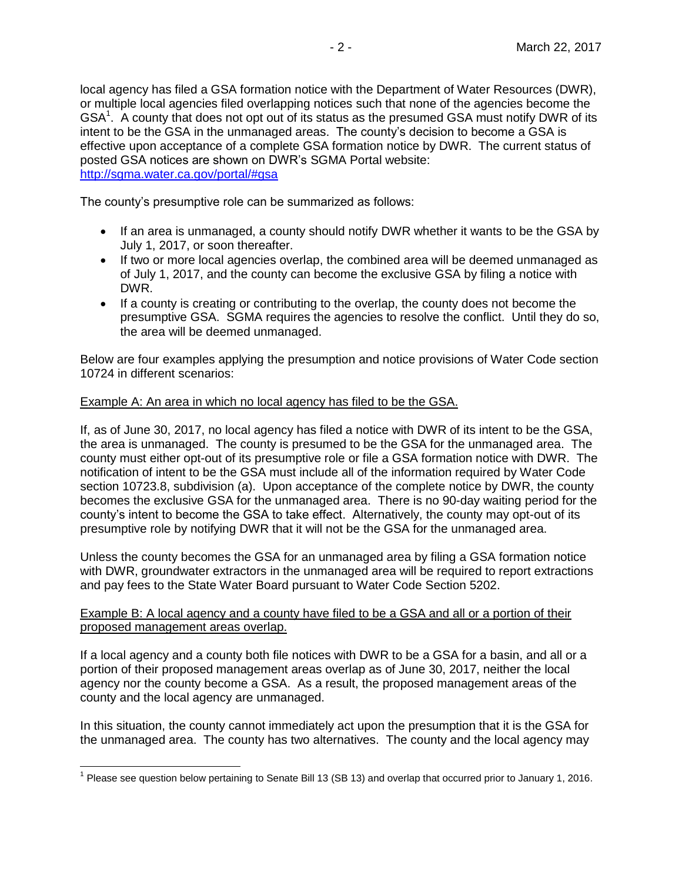local agency has filed a GSA formation notice with the Department of Water Resources (DWR), or multiple local agencies filed overlapping notices such that none of the agencies become the GSA[1]. A county that does not opt out of its status as the presumed GSA must notify DWR of its intent to be the GSA in the unmanaged areas. The county's decision to become a GSA is effective upon acceptance of a complete GSA formation notice by DWR. The current status of posted GSA notices are shown on DWR's SGMA Portal website: [http://sgma.water.ca.gov/portal/#gsa](http://sgma.water.ca.gov/portal/#gsa)

The county's presumptive role can be summarized as follows:

- If an area is unmanaged, a county should notify DWR whether it wants to be the GSA by July 1, 2017, or soon thereafter.
- If two or more local agencies overlap, the combined area will be deemed unmanaged as of July 1, 2017, and the county can become the exclusive GSA by filing a notice with DWR.
- If a county is creating or contributing to the overlap, the county does not become the presumptive GSA. SGMA requires the agencies to resolve the conflict. Until they do so, the area will be deemed unmanaged.

Below are four examples applying the presumption and notice provisions of Water Code section 10724 in different scenarios:

<u>Example A: An area in which no local agency has filed to be the GSA.</u>

If, as of June 30, 2017, no local agency has filed a notice with DWR of its intent to be the GSA, the area is unmanaged. The county is presumed to be the GSA for the unmanaged area. The county must either opt-out of its presumptive role or file a GSA formation notice with DWR. The notification of intent to be the GSA must include all of the information required by Water Code section 10723.8, subdivision (a). Upon acceptance of the complete notice by DWR, the county becomes the exclusive GSA for the unmanaged area. There is no 90-day waiting period for the county's intent to become the GSA to take effect. Alternatively, the county may opt-out of its presumptive role by notifying DWR that it will not be the GSA for the unmanaged area.

Unless the county becomes the GSA for an unmanaged area by filing a GSA formation notice with DWR, groundwater extractors in the unmanaged area will be required to report extractions and pay fees to the State Water Board pursuant to Water Code Section 5202.

<u>Example B: A local agency and a county have filed to be a GSA and all or a portion of their proposed management areas overlap.</u>

If a local agency and a county both file notices with DWR to be a GSA for a basin, and all or a portion of their proposed management areas overlap as of June 30, 2017, neither the local agency nor the county become a GSA. As a result, the proposed management areas of the county and the local agency are unmanaged.

In this situation, the county cannot immediately act upon the presumption that it is the GSA for the unmanaged area. The county has two alternatives. The county and the local agency may

[1] Please see question below pertaining to Senate Bill 13 (SB 13) and overlap that occurred prior to January 1, 2016.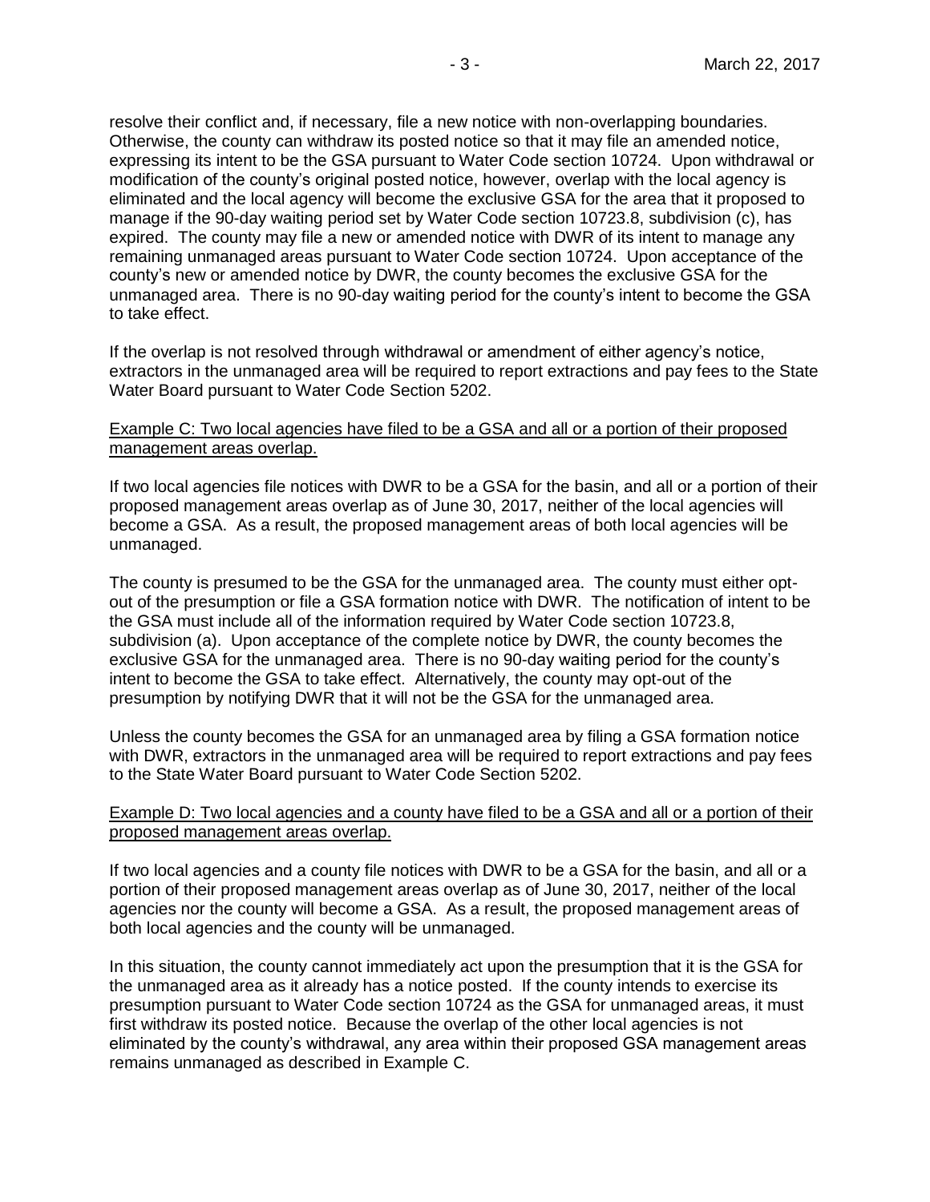resolve their conflict and, if necessary, file a new notice with non-overlapping boundaries. Otherwise, the county can withdraw its posted notice so that it may file an amended notice, expressing its intent to be the GSA pursuant to Water Code section 10724. Upon withdrawal or modification of the county's original posted notice, however, overlap with the local agency is eliminated and the local agency will become the exclusive GSA for the area that it proposed to manage if the 90-day waiting period set by Water Code section 10723.8, subdivision (c), has expired. The county may file a new or amended notice with DWR of its intent to manage any remaining unmanaged areas pursuant to Water Code section 10724. Upon acceptance of the county's new or amended notice by DWR, the county becomes the exclusive GSA for the unmanaged area. There is no 90-day waiting period for the county's intent to become the GSA to take effect.

If the overlap is not resolved through withdrawal or amendment of either agency's notice, extractors in the unmanaged area will be required to report extractions and pay fees to the State Water Board pursuant to Water Code Section 5202.

<u>Example C: Two local agencies have filed to be a GSA and all or a portion of their proposed management areas overlap.</u>

If two local agencies file notices with DWR to be a GSA for the basin, and all or a portion of their proposed management areas overlap as of June 30, 2017, neither of the local agencies will become a GSA. As a result, the proposed management areas of both local agencies will be unmanaged.

The county is presumed to be the GSA for the unmanaged area. The county must either opt-out of the presumption or file a GSA formation notice with DWR. The notification of intent to be the GSA must include all of the information required by Water Code section 10723.8, subdivision (a). Upon acceptance of the complete notice by DWR, the county becomes the exclusive GSA for the unmanaged area. There is no 90-day waiting period for the county's intent to become the GSA to take effect. Alternatively, the county may opt-out of the presumption by notifying DWR that it will not be the GSA for the unmanaged area.

Unless the county becomes the GSA for an unmanaged area by filing a GSA formation notice with DWR, extractors in the unmanaged area will be required to report extractions and pay fees to the State Water Board pursuant to Water Code Section 5202.

<u>Example D: Two local agencies and a county have filed to be a GSA and all or a portion of their proposed management areas overlap.</u>

If two local agencies and a county file notices with DWR to be a GSA for the basin, and all or a portion of their proposed management areas overlap as of June 30, 2017, neither of the local agencies nor the county will become a GSA. As a result, the proposed management areas of both local agencies and the county will be unmanaged.

In this situation, the county cannot immediately act upon the presumption that it is the GSA for the unmanaged area as it already has a notice posted. If the county intends to exercise its presumption pursuant to Water Code section 10724 as the GSA for unmanaged areas, it must first withdraw its posted notice. Because the overlap of the other local agencies is not eliminated by the county's withdrawal, any area within their proposed GSA management areas remains unmanaged as described in Example C.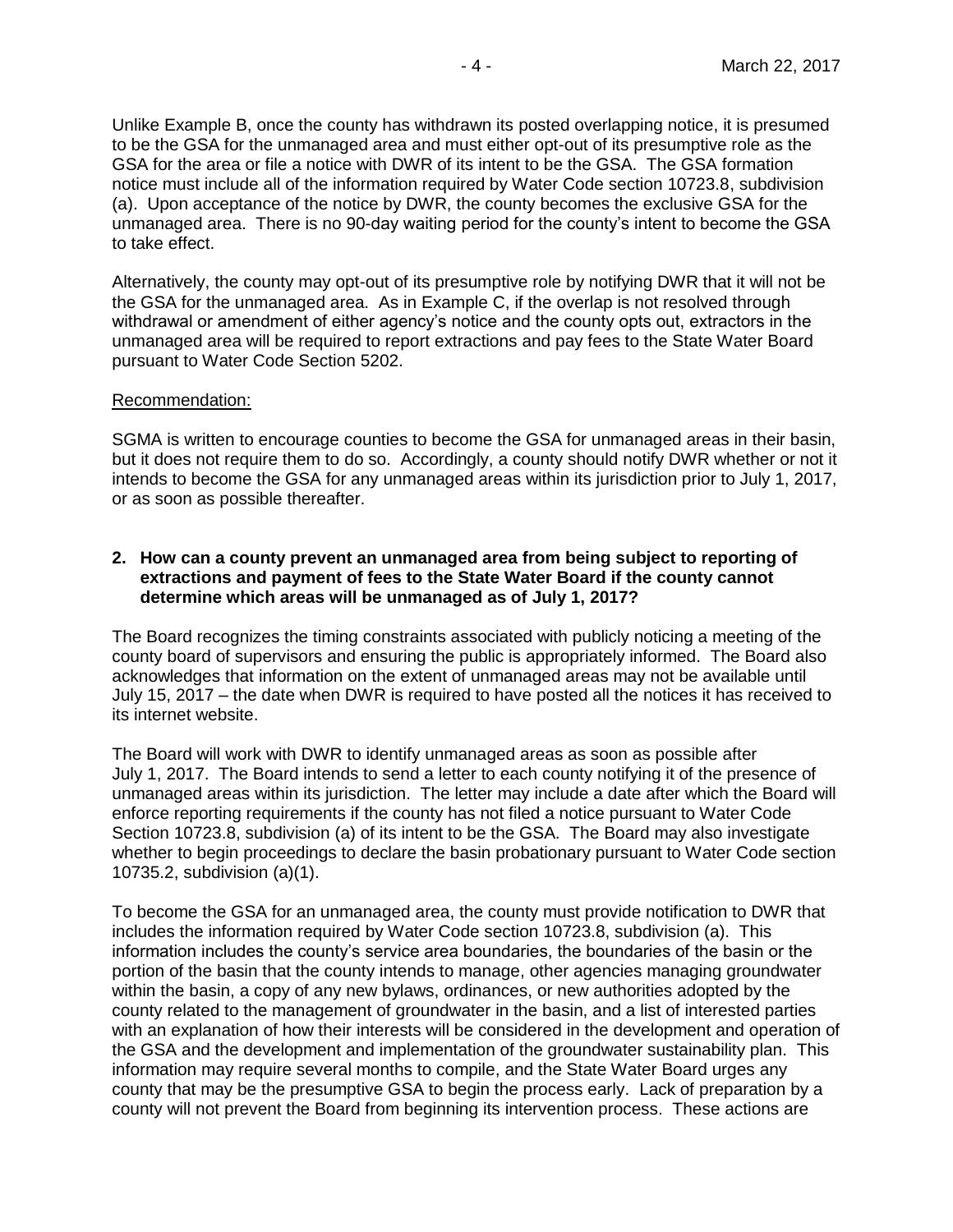Unlike Example B, once the county has withdrawn its posted overlapping notice, it is presumed to be the GSA for the unmanaged area and must either opt-out of its presumptive role as the GSA for the area or file a notice with DWR of its intent to be the GSA. The GSA formation notice must include all of the information required by Water Code section 10723.8, subdivision (a). Upon acceptance of the notice by DWR, the county becomes the exclusive GSA for the unmanaged area. There is no 90-day waiting period for the county's intent to become the GSA to take effect.

Alternatively, the county may opt-out of its presumptive role by notifying DWR that it will not be the GSA for the unmanaged area. As in Example C, if the overlap is not resolved through withdrawal or amendment of either agency's notice and the county opts out, extractors in the unmanaged area will be required to report extractions and pay fees to the State Water Board pursuant to Water Code Section 5202.

Recommendation:

SGMA is written to encourage counties to become the GSA for unmanaged areas in their basin, but it does not require them to do so. Accordingly, a county should notify DWR whether or not it intends to become the GSA for any unmanaged areas within its jurisdiction prior to July 1, 2017, or as soon as possible thereafter.

**2. How can a county prevent an unmanaged area from being subject to reporting of extractions and payment of fees to the State Water Board if the county cannot determine which areas will be unmanaged as of July 1, 2017?**

The Board recognizes the timing constraints associated with publicly noticing a meeting of the county board of supervisors and ensuring the public is appropriately informed. The Board also acknowledges that information on the extent of unmanaged areas may not be available until July 15, 2017 – the date when DWR is required to have posted all the notices it has received to its internet website.

The Board will work with DWR to identify unmanaged areas as soon as possible after July 1, 2017. The Board intends to send a letter to each county notifying it of the presence of unmanaged areas within its jurisdiction. The letter may include a date after which the Board will enforce reporting requirements if the county has not filed a notice pursuant to Water Code Section 10723.8, subdivision (a) of its intent to be the GSA. The Board may also investigate whether to begin proceedings to declare the basin probationary pursuant to Water Code section 10735.2, subdivision (a)(1).

To become the GSA for an unmanaged area, the county must provide notification to DWR that includes the information required by Water Code section 10723.8, subdivision (a). This information includes the county's service area boundaries, the boundaries of the basin or the portion of the basin that the county intends to manage, other agencies managing groundwater within the basin, a copy of any new bylaws, ordinances, or new authorities adopted by the county related to the management of groundwater in the basin, and a list of interested parties with an explanation of how their interests will be considered in the development and operation of the GSA and the development and implementation of the groundwater sustainability plan. This information may require several months to compile, and the State Water Board urges any county that may be the presumptive GSA to begin the process early. Lack of preparation by a county will not prevent the Board from beginning its intervention process. These actions are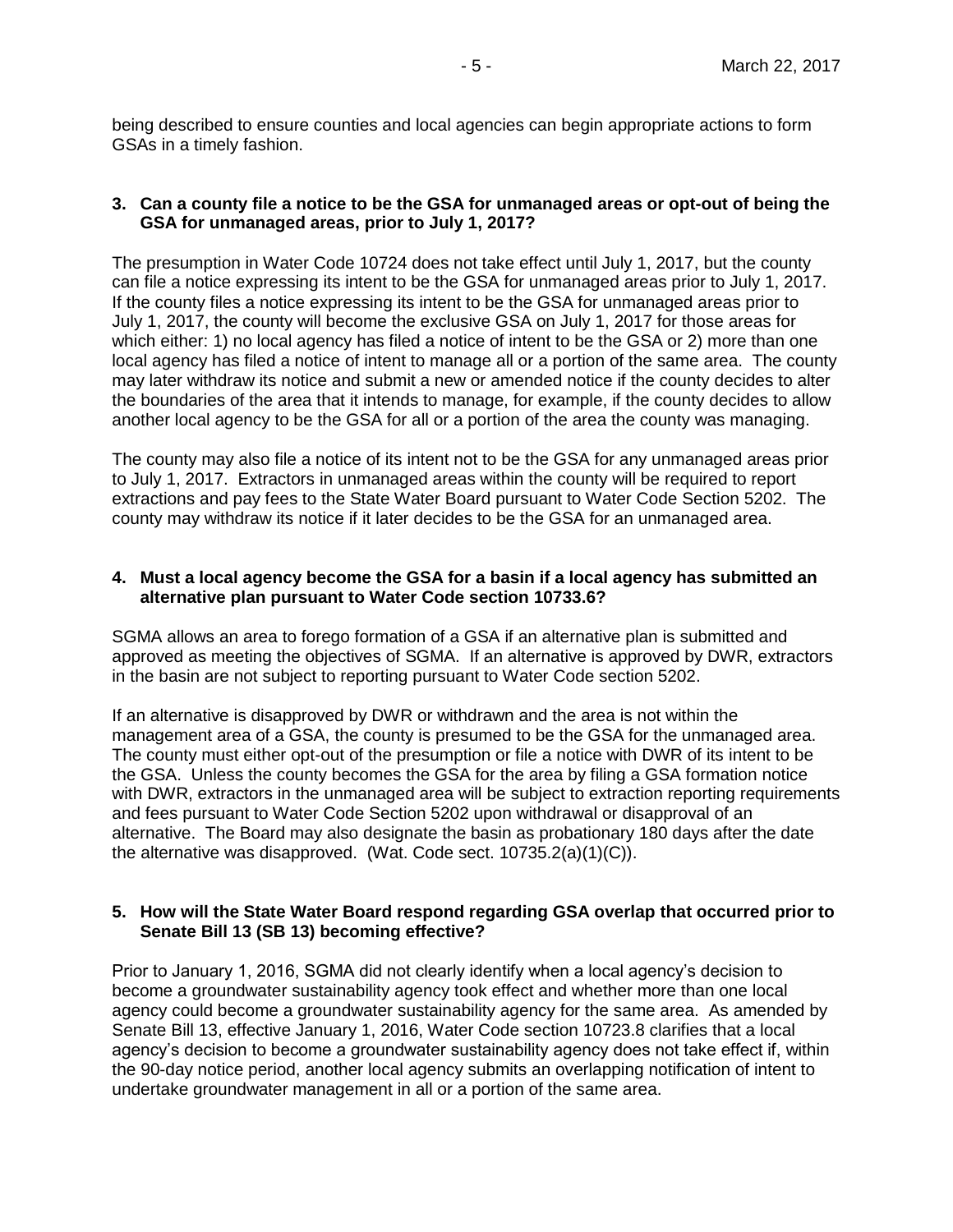being described to ensure counties and local agencies can begin appropriate actions to form GSAs in a timely fashion.

**3. Can a county file a notice to be the GSA for unmanaged areas or opt-out of being the GSA for unmanaged areas, prior to July 1, 2017?**

The presumption in Water Code 10724 does not take effect until July 1, 2017, but the county can file a notice expressing its intent to be the GSA for unmanaged areas prior to July 1, 2017. If the county files a notice expressing its intent to be the GSA for unmanaged areas prior to July 1, 2017, the county will become the exclusive GSA on July 1, 2017 for those areas for which either: 1) no local agency has filed a notice of intent to be the GSA or 2) more than one local agency has filed a notice of intent to manage all or a portion of the same area. The county may later withdraw its notice and submit a new or amended notice if the county decides to alter the boundaries of the area that it intends to manage, for example, if the county decides to allow another local agency to be the GSA for all or a portion of the area the county was managing.

The county may also file a notice of its intent not to be the GSA for any unmanaged areas prior to July 1, 2017. Extractors in unmanaged areas within the county will be required to report extractions and pay fees to the State Water Board pursuant to Water Code Section 5202. The county may withdraw its notice if it later decides to be the GSA for an unmanaged area.

**4. Must a local agency become the GSA for a basin if a local agency has submitted an alternative plan pursuant to Water Code section 10733.6?**

SGMA allows an area to forego formation of a GSA if an alternative plan is submitted and approved as meeting the objectives of SGMA. If an alternative is approved by DWR, extractors in the basin are not subject to reporting pursuant to Water Code section 5202.

If an alternative is disapproved by DWR or withdrawn and the area is not within the management area of a GSA, the county is presumed to be the GSA for the unmanaged area. The county must either opt-out of the presumption or file a notice with DWR of its intent to be the GSA. Unless the county becomes the GSA for the area by filing a GSA formation notice with DWR, extractors in the unmanaged area will be subject to extraction reporting requirements and fees pursuant to Water Code Section 5202 upon withdrawal or disapproval of an alternative. The Board may also designate the basin as probationary 180 days after the date the alternative was disapproved. (Wat. Code sect. 10735.2(a)(1)(C)).

**5. How will the State Water Board respond regarding GSA overlap that occurred prior to Senate Bill 13 (SB 13) becoming effective?**

Prior to January 1, 2016, SGMA did not clearly identify when a local agency's decision to become a groundwater sustainability agency took effect and whether more than one local agency could become a groundwater sustainability agency for the same area. As amended by Senate Bill 13, effective January 1, 2016, Water Code section 10723.8 clarifies that a local agency's decision to become a groundwater sustainability agency does not take effect if, within the 90-day notice period, another local agency submits an overlapping notification of intent to undertake groundwater management in all or a portion of the same area.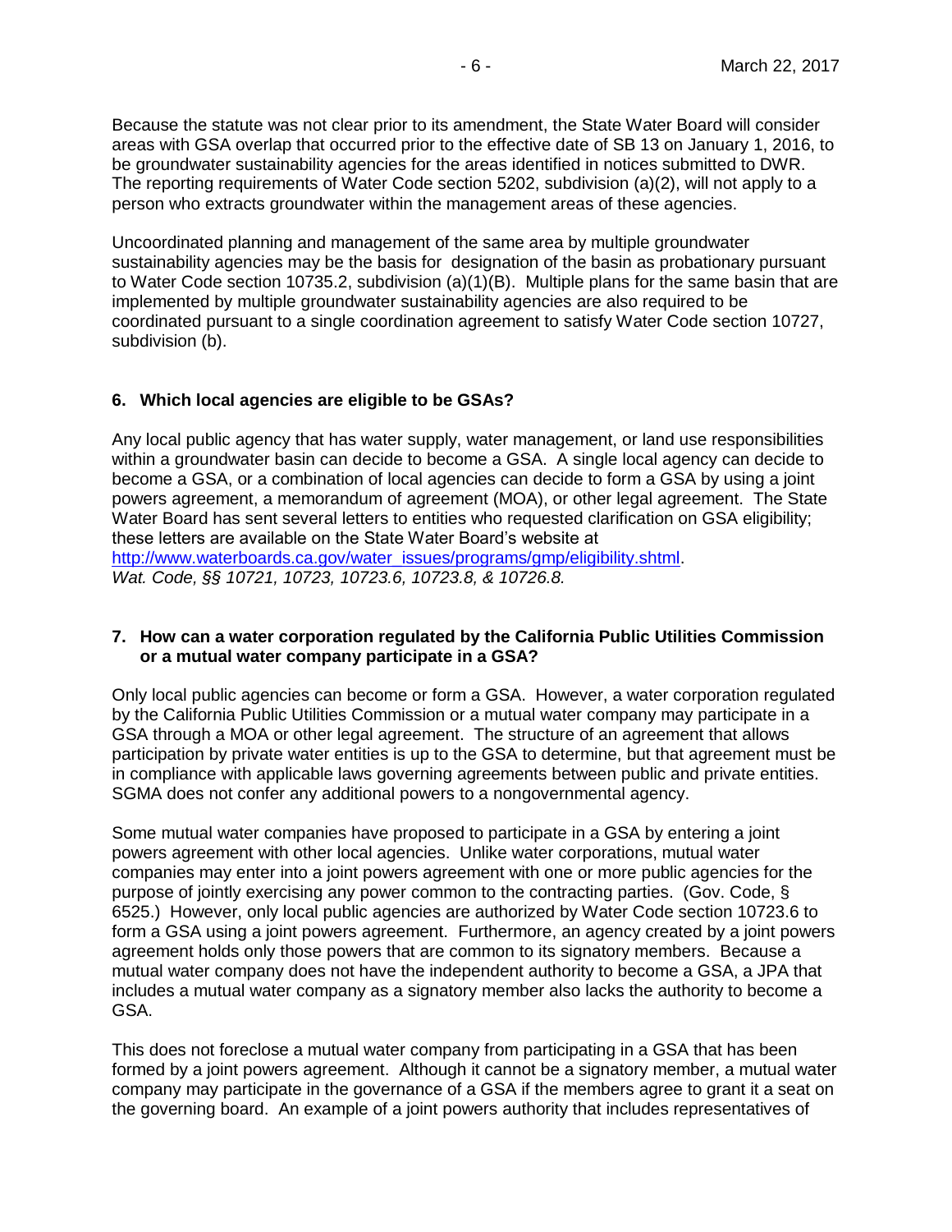Because the statute was not clear prior to its amendment, the State Water Board will consider areas with GSA overlap that occurred prior to the effective date of SB 13 on January 1, 2016, to be groundwater sustainability agencies for the areas identified in notices submitted to DWR. The reporting requirements of Water Code section 5202, subdivision (a)(2), will not apply to a person who extracts groundwater within the management areas of these agencies.

Uncoordinated planning and management of the same area by multiple groundwater sustainability agencies may be the basis for designation of the basin as probationary pursuant to Water Code section 10735.2, subdivision (a)(1)(B). Multiple plans for the same basin that are implemented by multiple groundwater sustainability agencies are also required to be coordinated pursuant to a single coordination agreement to satisfy Water Code section 10727, subdivision (b).

### 6. Which local agencies are eligible to be GSAs?

Any local public agency that has water supply, water management, or land use responsibilities within a groundwater basin can decide to become a GSA. A single local agency can decide to become a GSA, or a combination of local agencies can decide to form a GSA by using a joint powers agreement, a memorandum of agreement (MOA), or other legal agreement. The State Water Board has sent several letters to entities who requested clarification on GSA eligibility; these letters are available on the State Water Board's website at [http://www.waterboards.ca.gov/water_issues/programs/gmp/eligibility.shtml](http://www.waterboards.ca.gov/water_issues/programs/gmp/eligibility.shtml).
*Wat. Code, §§ 10721, 10723, 10723.6, 10723.8, & 10726.8.*

### 7. How can a water corporation regulated by the California Public Utilities Commission or a mutual water company participate in a GSA?

Only local public agencies can become or form a GSA. However, a water corporation regulated by the California Public Utilities Commission or a mutual water company may participate in a GSA through a MOA or other legal agreement. The structure of an agreement that allows participation by private water entities is up to the GSA to determine, but that agreement must be in compliance with applicable laws governing agreements between public and private entities. SGMA does not confer any additional powers to a nongovernmental agency.

Some mutual water companies have proposed to participate in a GSA by entering a joint powers agreement with other local agencies. Unlike water corporations, mutual water companies may enter into a joint powers agreement with one or more public agencies for the purpose of jointly exercising any power common to the contracting parties. (Gov. Code, § 6525.) However, only local public agencies are authorized by Water Code section 10723.6 to form a GSA using a joint powers agreement. Furthermore, an agency created by a joint powers agreement holds only those powers that are common to its signatory members. Because a mutual water company does not have the independent authority to become a GSA, a JPA that includes a mutual water company as a signatory member also lacks the authority to become a GSA.

This does not foreclose a mutual water company from participating in a GSA that has been formed by a joint powers agreement. Although it cannot be a signatory member, a mutual water company may participate in the governance of a GSA if the members agree to grant it a seat on the governing board. An example of a joint powers authority that includes representatives of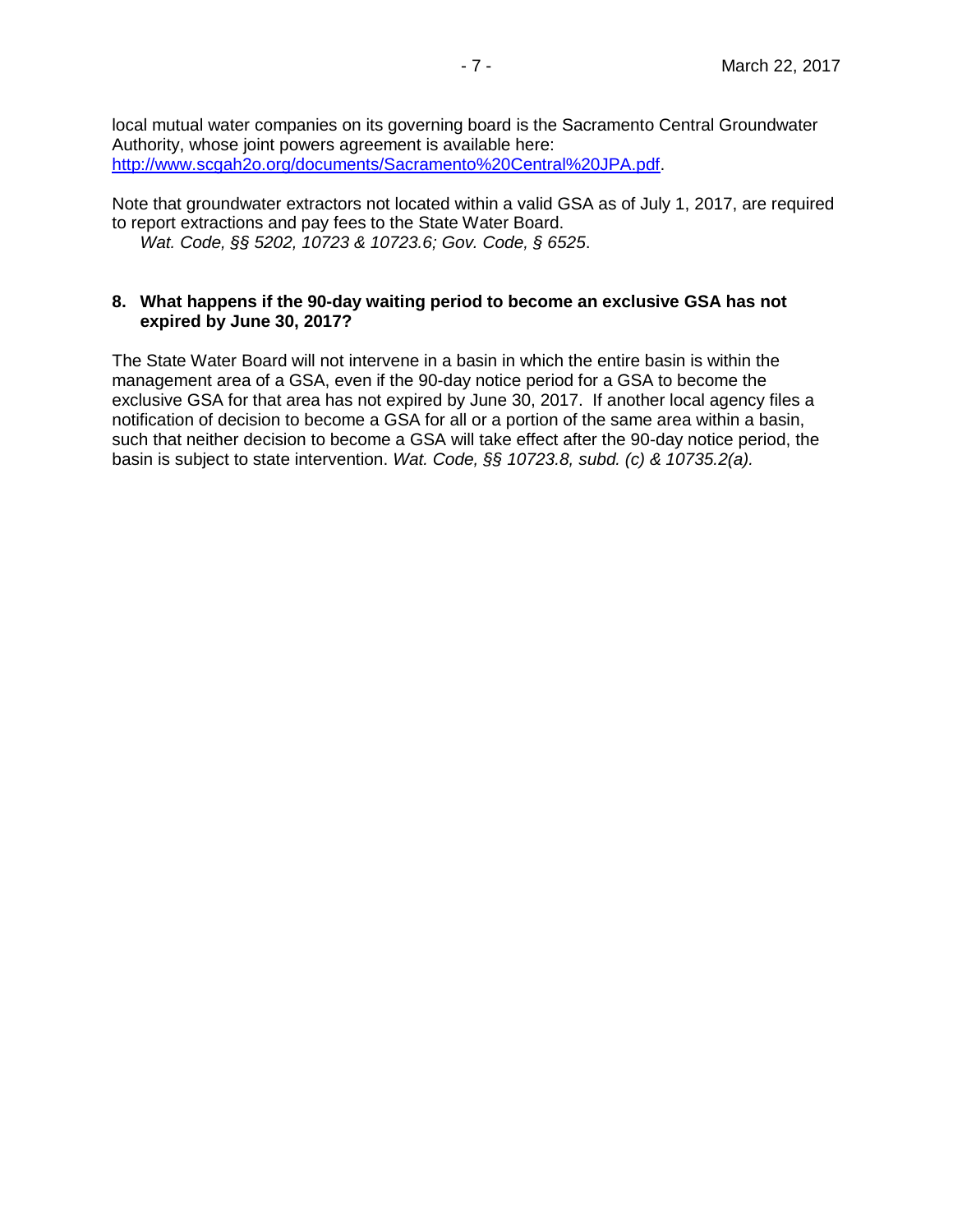local mutual water companies on its governing board is the Sacramento Central Groundwater Authority, whose joint powers agreement is available here: [http://www.scgah2o.org/documents/Sacramento%20Central%20JPA.pdf](http://www.scgah2o.org/documents/Sacramento%20Central%20JPA.pdf).

Note that groundwater extractors not located within a valid GSA as of July 1, 2017, are required to report extractions and pay fees to the State Water Board.
*Wat. Code, §§ 5202, 10723 & 10723.6; Gov. Code, § 6525*.

**8. What happens if the 90-day waiting period to become an exclusive GSA has not expired by June 30, 2017?**

The State Water Board will not intervene in a basin in which the entire basin is within the management area of a GSA, even if the 90-day notice period for a GSA to become the exclusive GSA for that area has not expired by June 30, 2017. If another local agency files a notification of decision to become a GSA for all or a portion of the same area within a basin, such that neither decision to become a GSA will take effect after the 90-day notice period, the basin is subject to state intervention. *Wat. Code, §§ 10723.8, subd. (c) & 10735.2(a).*